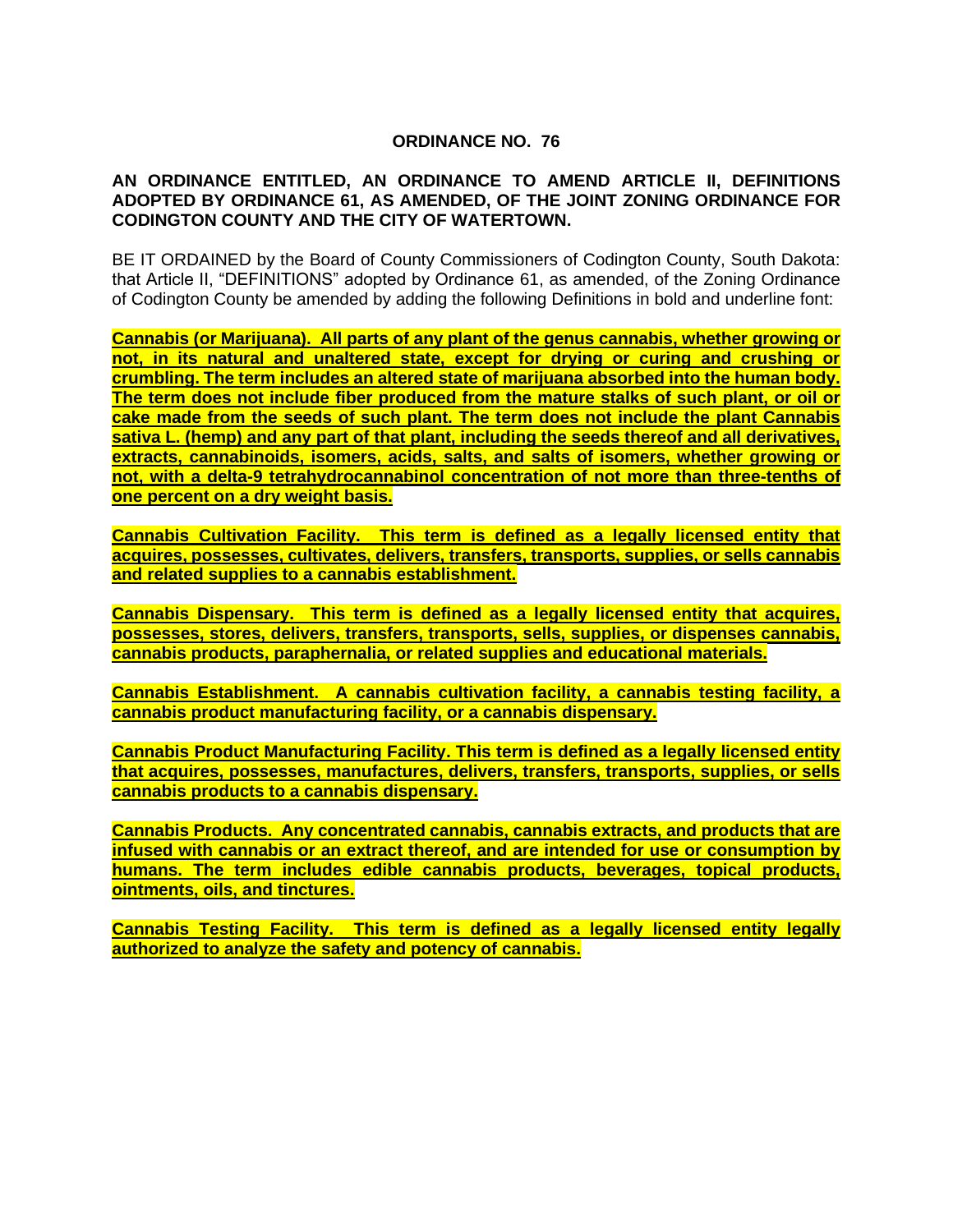# ORDINANCE NO. 76

**AN ORDINANCE ENTITLED, AN ORDINANCE TO AMEND ARTICLE II, DEFINITIONS ADOPTED BY ORDINANCE 61, AS AMENDED, OF THE JOINT ZONING ORDINANCE FOR CODINGTON COUNTY AND THE CITY OF WATERTOWN.**

BE IT ORDAINED by the Board of County Commissioners of Codington County, South Dakota: that Article II, "DEFINITIONS" adopted by Ordinance 61, as amended, of the Zoning Ordinance of Codington County be amended by adding the following Definitions in bold and underline font:

**<u>Cannabis (or Marijuana). All parts of any plant of the genus cannabis, whether growing or not, in its natural and unaltered state, except for drying or curing and crushing or crumbling. The term includes an altered state of marijuana absorbed into the human body. The term does not include fiber produced from the mature stalks of such plant, or oil or cake made from the seeds of such plant. The term does not include the plant Cannabis sativa L. (hemp) and any part of that plant, including the seeds thereof and all derivatives, extracts, cannabinoids, isomers, acids, salts, and salts of isomers, whether growing or not, with a delta-9 tetrahydrocannabinol concentration of not more than three-tenths of one percent on a dry weight basis.</u>**

**<u>Cannabis Cultivation Facility. This term is defined as a legally licensed entity that acquires, possesses, cultivates, delivers, transfers, transports, supplies, or sells cannabis and related supplies to a cannabis establishment.</u>**

**<u>Cannabis Dispensary. This term is defined as a legally licensed entity that acquires, possesses, stores, delivers, transfers, transports, sells, supplies, or dispenses cannabis, cannabis products, paraphernalia, or related supplies and educational materials.</u>**

**<u>Cannabis Establishment. A cannabis cultivation facility, a cannabis testing facility, a cannabis product manufacturing facility, or a cannabis dispensary.</u>**

**<u>Cannabis Product Manufacturing Facility. This term is defined as a legally licensed entity that acquires, possesses, manufactures, delivers, transfers, transports, supplies, or sells cannabis products to a cannabis dispensary.</u>**

**<u>Cannabis Products. Any concentrated cannabis, cannabis extracts, and products that are infused with cannabis or an extract thereof, and are intended for use or consumption by humans. The term includes edible cannabis products, beverages, topical products, ointments, oils, and tinctures.</u>**

**<u>Cannabis Testing Facility. This term is defined as a legally licensed entity legally authorized to analyze the safety and potency of cannabis.</u>**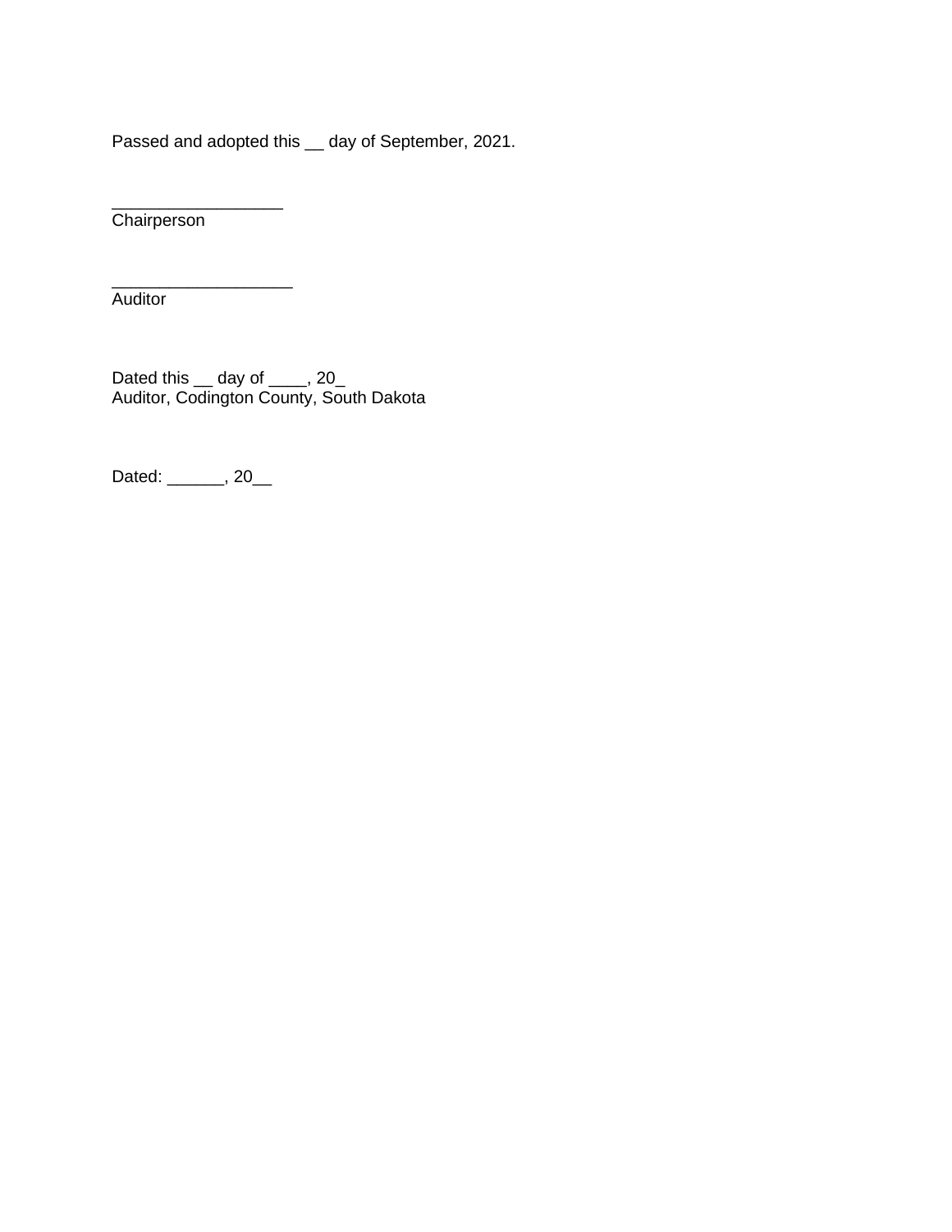Passed and adopted this __ day of September, 2021.

__________________
Chairperson

___________________
Auditor

Dated this __ day of ____, 20_
Auditor, Codington County, South Dakota

Dated: ______, 20__